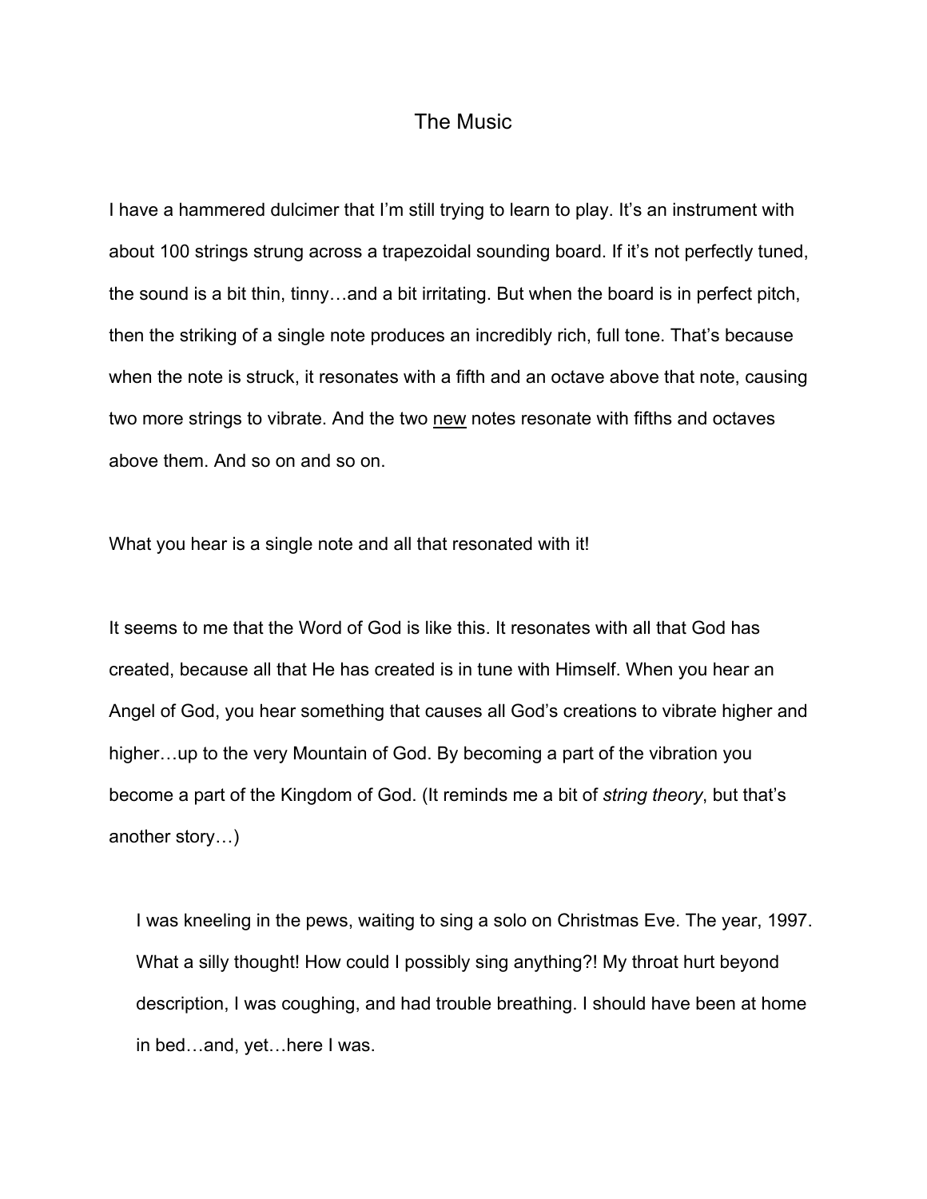# The Music

I have a hammered dulcimer that I'm still trying to learn to play. It's an instrument with about 100 strings strung across a trapezoidal sounding board. If it's not perfectly tuned, the sound is a bit thin, tinny…and a bit irritating. But when the board is in perfect pitch, then the striking of a single note produces an incredibly rich, full tone. That's because when the note is struck, it resonates with a fifth and an octave above that note, causing two more strings to vibrate. And the two <u>new</u> notes resonate with fifths and octaves above them. And so on and so on.

What you hear is a single note and all that resonated with it!

It seems to me that the Word of God is like this. It resonates with all that God has created, because all that He has created is in tune with Himself. When you hear an Angel of God, you hear something that causes all God's creations to vibrate higher and higher…up to the very Mountain of God. By becoming a part of the vibration you become a part of the Kingdom of God. (It reminds me a bit of *string theory*, but that's another story…)

> I was kneeling in the pews, waiting to sing a solo on Christmas Eve. The year, 1997. What a silly thought! How could I possibly sing anything?! My throat hurt beyond description, I was coughing, and had trouble breathing. I should have been at home in bed…and, yet…here I was.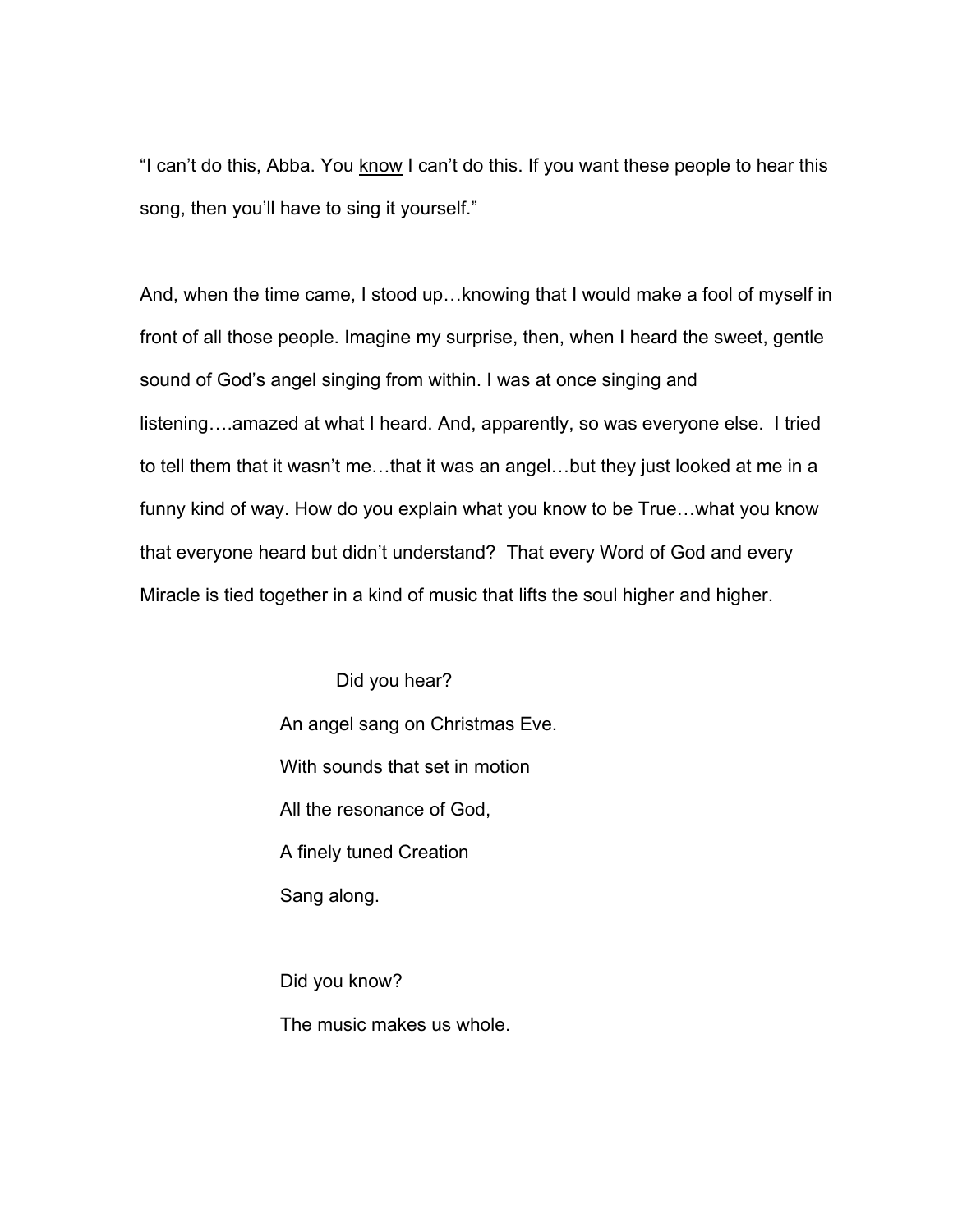"I can't do this, Abba. You <u>know</u> I can't do this. If you want these people to hear this song, then you'll have to sing it yourself."

And, when the time came, I stood up…knowing that I would make a fool of myself in front of all those people. Imagine my surprise, then, when I heard the sweet, gentle sound of God's angel singing from within. I was at once singing and listening….amazed at what I heard. And, apparently, so was everyone else. I tried to tell them that it wasn't me…that it was an angel…but they just looked at me in a funny kind of way. How do you explain what you know to be True…what you know that everyone heard but didn't understand? That every Word of God and every Miracle is tied together in a kind of music that lifts the soul higher and higher.

Did you hear?  
An angel sang on Christmas Eve.  
With sounds that set in motion  
All the resonance of God,  
A finely tuned Creation  
Sang along.

Did you know?  
The music makes us whole.